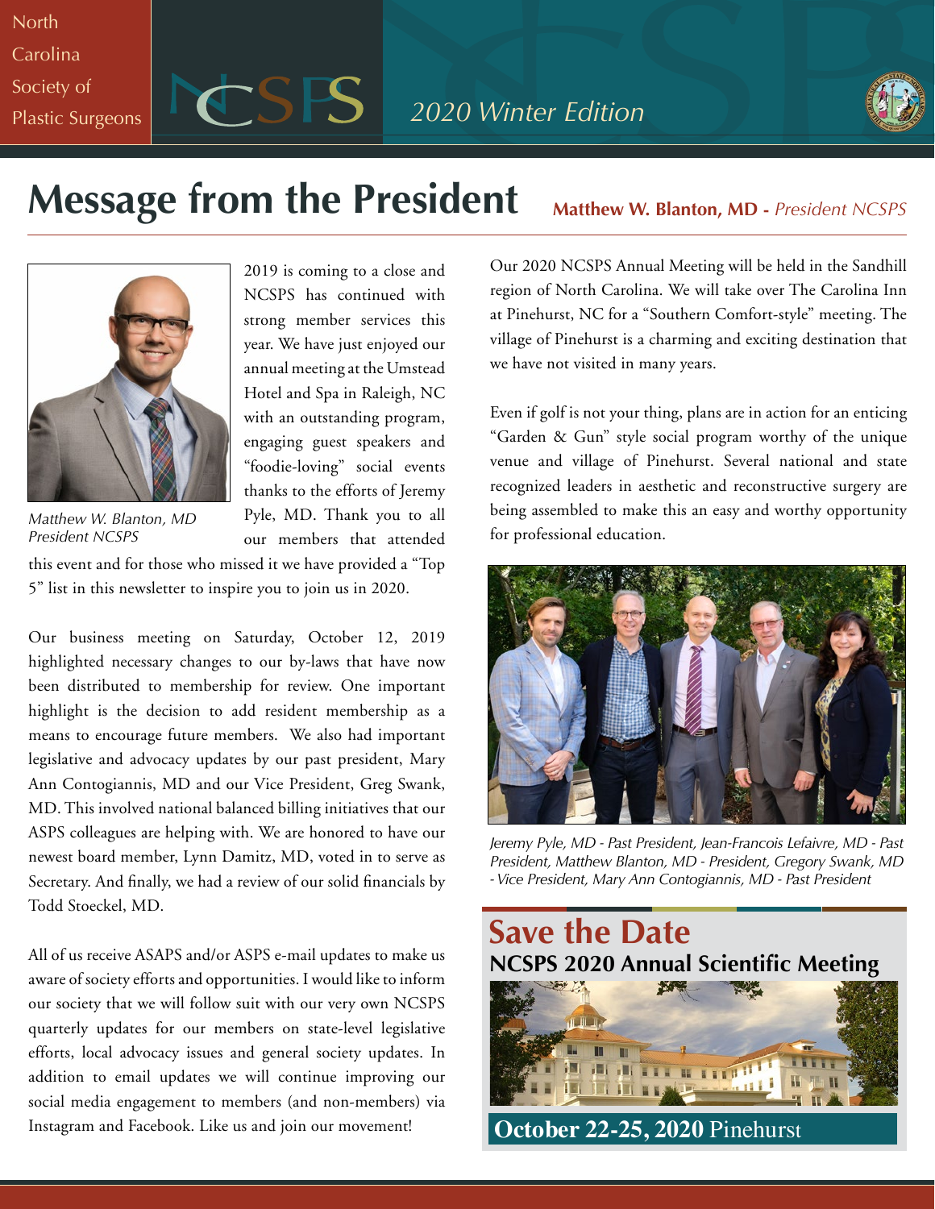North Carolina Society of Plastic Surgeons

NCSPS

*2020 Winter Edition*

# Message from the President

**Matthew W. Blanton, MD -** *President NCSPS*

*Matthew W. Blanton, MD*
*President NCSPS*

2019 is coming to a close and NCSPS has continued with strong member services this year. We have just enjoyed our annual meeting at the Umstead Hotel and Spa in Raleigh, NC with an outstanding program, engaging guest speakers and "foodie-loving" social events thanks to the efforts of Jeremy Pyle, MD. Thank you to all our members that attended this event and for those who missed it we have provided a "Top 5" list in this newsletter to inspire you to join us in 2020.

Our business meeting on Saturday, October 12, 2019 highlighted necessary changes to our by-laws that have now been distributed to membership for review. One important highlight is the decision to add resident membership as a means to encourage future members. We also had important legislative and advocacy updates by our past president, Mary Ann Contogiannis, MD and our Vice President, Greg Swank, MD. This involved national balanced billing initiatives that our ASPS colleagues are helping with. We are honored to have our newest board member, Lynn Damitz, MD, voted in to serve as Secretary. And finally, we had a review of our solid financials by Todd Stoeckel, MD.

All of us receive ASAPS and/or ASPS e-mail updates to make us aware of society efforts and opportunities. I would like to inform our society that we will follow suit with our very own NCSPS quarterly updates for our members on state-level legislative efforts, local advocacy issues and general society updates. In addition to email updates we will continue improving our social media engagement to members (and non-members) via Instagram and Facebook. Like us and join our movement!

Our 2020 NCSPS Annual Meeting will be held in the Sandhill region of North Carolina. We will take over The Carolina Inn at Pinehurst, NC for a "Southern Comfort-style" meeting. The village of Pinehurst is a charming and exciting destination that we have not visited in many years.

Even if golf is not your thing, plans are in action for an enticing "Garden & Gun" style social program worthy of the unique venue and village of Pinehurst. Several national and state recognized leaders in aesthetic and reconstructive surgery are being assembled to make this an easy and worthy opportunity for professional education.

*Jeremy Pyle, MD - Past President, Jean-Francois Lefaivre, MD - Past President, Matthew Blanton, MD - President, Gregory Swank, MD - Vice President, Mary Ann Contogiannis, MD - Past President*

## Save the Date

**NCSPS 2020 Annual Scientific Meeting**

**October 22-25, 2020** Pinehurst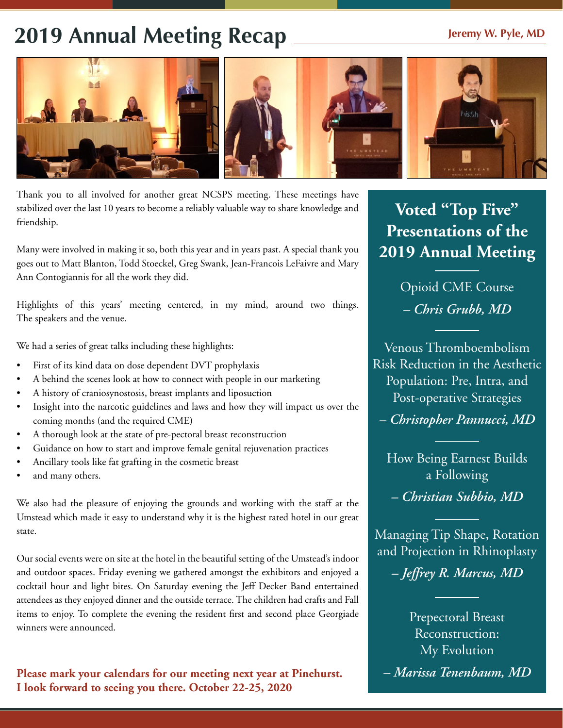# 2019 Annual Meeting Recap

**Jeremy W. Pyle, MD**

Thank you to all involved for another great NCSPS meeting. These meetings have stabilized over the last 10 years to become a reliably valuable way to share knowledge and friendship.

Many were involved in making it so, both this year and in years past. A special thank you goes out to Matt Blanton, Todd Stoeckel, Greg Swank, Jean-Francois LeFaivre and Mary Ann Contogiannis for all the work they did.

Highlights of this years' meeting centered, in my mind, around two things. The speakers and the venue.

We had a series of great talks including these highlights:

- First of its kind data on dose dependent DVT prophylaxis
- A behind the scenes look at how to connect with people in our marketing
- A history of craniosynostosis, breast implants and liposuction
- Insight into the narcotic guidelines and laws and how they will impact us over the coming months (and the required CME)
- A thorough look at the state of pre-pectoral breast reconstruction
- Guidance on how to start and improve female genital rejuvenation practices
- Ancillary tools like fat grafting in the cosmetic breast
- and many others.

We also had the pleasure of enjoying the grounds and working with the staff at the Umstead which made it easy to understand why it is the highest rated hotel in our great state.

Our social events were on site at the hotel in the beautiful setting of the Umstead's indoor and outdoor spaces. Friday evening we gathered amongst the exhibitors and enjoyed a cocktail hour and light bites. On Saturday evening the Jeff Decker Band entertained attendees as they enjoyed dinner and the outside terrace. The children had crafts and Fall items to enjoy. To complete the evening the resident first and second place Georgiade winners were announced.

**Please mark your calendars for our meeting next year at Pinehurst. I look forward to seeing you there. October 22-25, 2020**

## Voted "Top Five" Presentations of the 2019 Annual Meeting

Opioid CME Course
***– Chris Grubb, MD***

Venous Thromboembolism Risk Reduction in the Aesthetic Population: Pre, Intra, and Post-operative Strategies
***– Christopher Pannucci, MD***

How Being Earnest Builds a Following
***– Christian Subbio, MD***

Managing Tip Shape, Rotation and Projection in Rhinoplasty
***– Jeffrey R. Marcus, MD***

Prepectoral Breast Reconstruction: My Evolution
***– Marissa Tenenbaum, MD***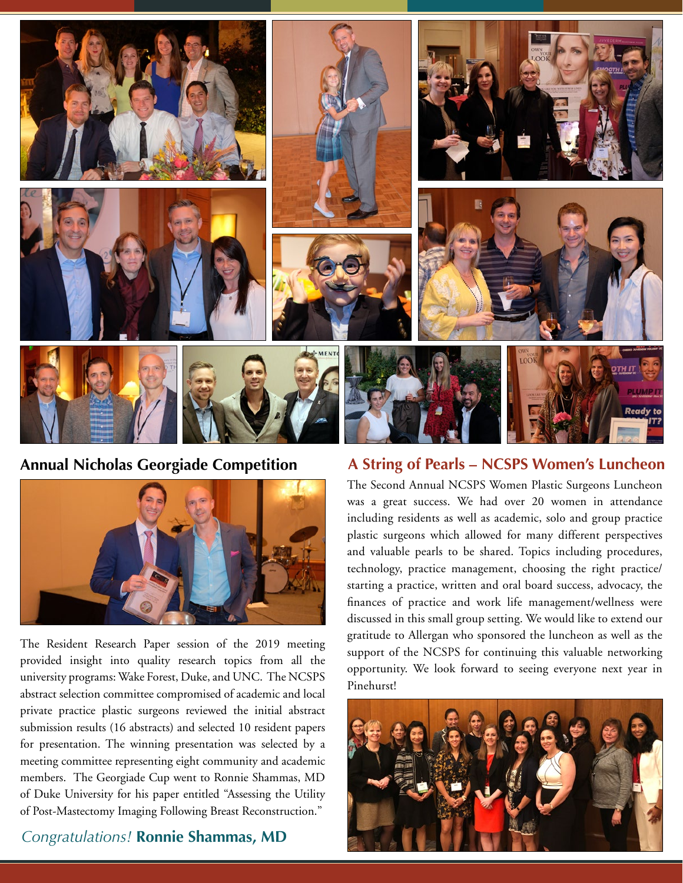## Annual Nicholas Georgiade Competition

The Resident Research Paper session of the 2019 meeting provided insight into quality research topics from all the university programs: Wake Forest, Duke, and UNC. The NCSPS abstract selection committee compromised of academic and local private practice plastic surgeons reviewed the initial abstract submission results (16 abstracts) and selected 10 resident papers for presentation. The winning presentation was selected by a meeting committee representing eight community and academic members. The Georgiade Cup went to Ronnie Shammas, MD of Duke University for his paper entitled "Assessing the Utility of Post-Mastectomy Imaging Following Breast Reconstruction."

*Congratulations!* **Ronnie Shammas, MD**

## A String of Pearls – NCSPS Women's Luncheon

The Second Annual NCSPS Women Plastic Surgeons Luncheon was a great success. We had over 20 women in attendance including residents as well as academic, solo and group practice plastic surgeons which allowed for many different perspectives and valuable pearls to be shared. Topics including procedures, technology, practice management, choosing the right practice/starting a practice, written and oral board success, advocacy, the finances of practice and work life management/wellness were discussed in this small group setting. We would like to extend our gratitude to Allergan who sponsored the luncheon as well as the support of the NCSPS for continuing this valuable networking opportunity. We look forward to seeing everyone next year in Pinehurst!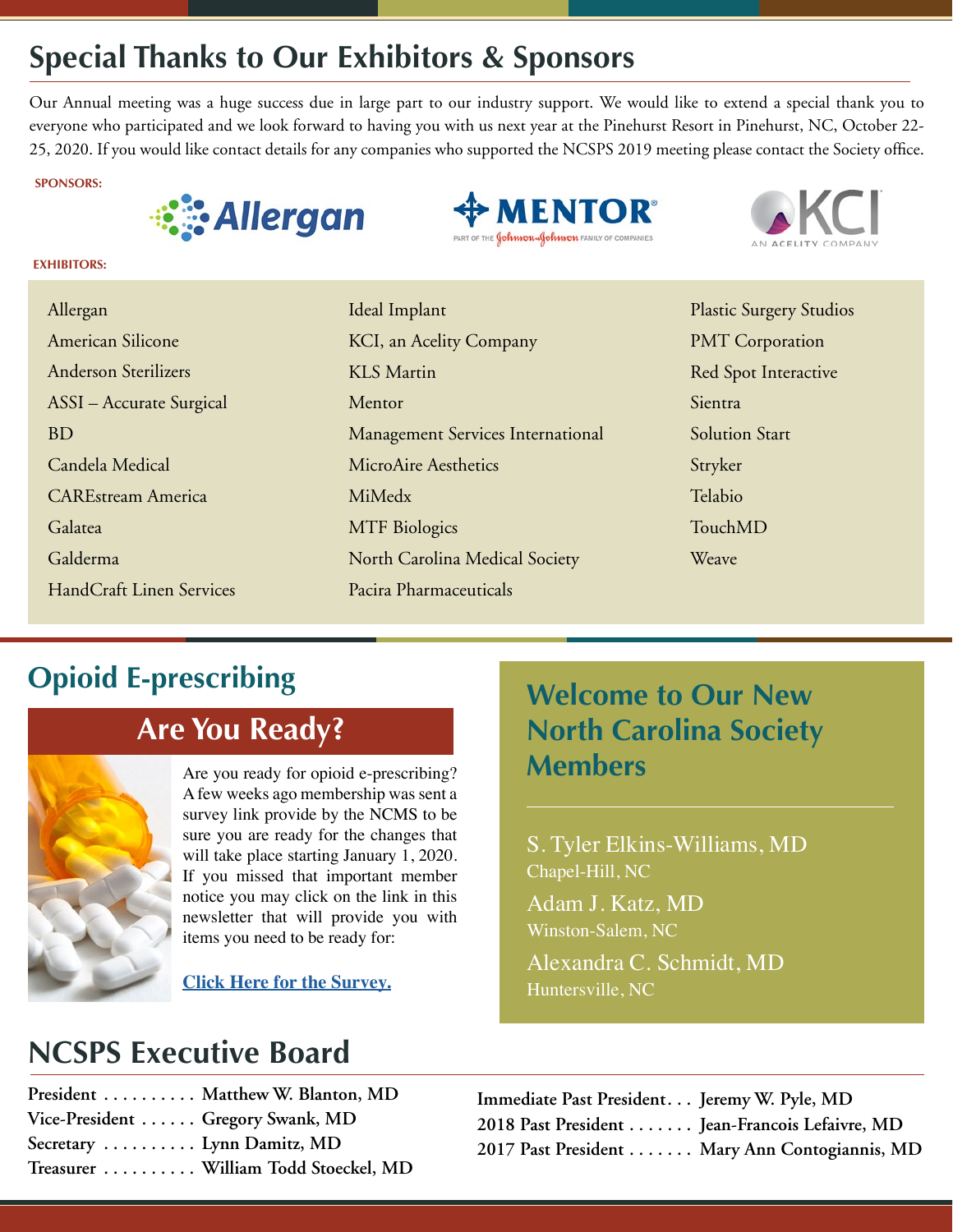## Special Thanks to Our Exhibitors & Sponsors

Our Annual meeting was a huge success due in large part to our industry support. We would like to extend a special thank you to everyone who participated and we look forward to having you with us next year at the Pinehurst Resort in Pinehurst, NC, October 22-25, 2020. If you would like contact details for any companies who supported the NCSPS 2019 meeting please contact the Society office.

**SPONSORS:**

Allergan

MENTOR — PART OF THE Johnson & Johnson FAMILY OF COMPANIES

KCI — AN ACELITY COMPANY

**EXHIBITORS:**

- Allergan
- American Silicone
- Anderson Sterilizers
- ASSI – Accurate Surgical
- BD
- Candela Medical
- CAREstream America
- Galatea
- Galderma
- HandCraft Linen Services
- Ideal Implant
- KCI, an Acelity Company
- KLS Martin
- Mentor
- Management Services International
- MicroAire Aesthetics
- MiMedx
- MTF Biologics
- North Carolina Medical Society
- Pacira Pharmaceuticals
- Plastic Surgery Studios
- PMT Corporation
- Red Spot Interactive
- Sientra
- Solution Start
- Stryker
- Telabio
- TouchMD
- Weave

## Opioid E-prescribing

### Are You Ready?

Are you ready for opioid e-prescribing? A few weeks ago membership was sent a survey link provide by the NCMS to be sure you are ready for the changes that will take place starting January 1, 2020. If you missed that important member notice you may click on the link in this newsletter that will provide you with items you need to be ready for:

**Click Here for the Survey.**

## Welcome to Our New North Carolina Society Members

S. Tyler Elkins-Williams, MD
Chapel-Hill, NC

Adam J. Katz, MD
Winston-Salem, NC

Alexandra C. Schmidt, MD
Huntersville, NC

## NCSPS Executive Board

**President . . . . . . . . . . Matthew W. Blanton, MD**
**Vice-President . . . . . . Gregory Swank, MD**
**Secretary . . . . . . . . . . Lynn Damitz, MD**
**Treasurer . . . . . . . . . . William Todd Stoeckel, MD**

**Immediate Past President. . . Jeremy W. Pyle, MD**
**2018 Past President . . . . . . . Jean-Francois Lefaivre, MD**
**2017 Past President . . . . . . . Mary Ann Contogiannis, MD**